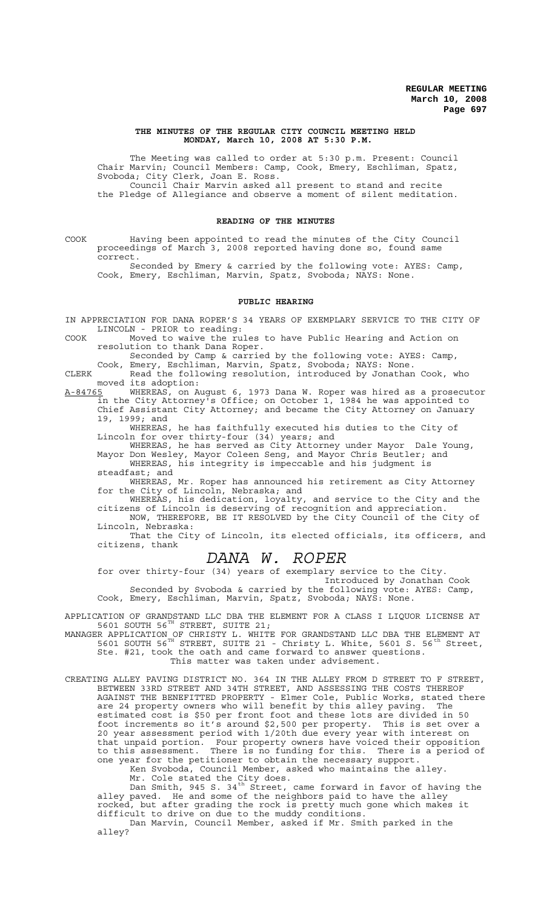**THE MINUTES OF THE REGULAR CITY COUNCIL MEETING HELD MONDAY, March 10, 2008 AT 5:30 P.M.**

The Meeting was called to order at 5:30 p.m. Present: Council Chair Marvin; Council Members: Camp, Cook, Emery, Eschliman, Spatz, Svoboda; City Clerk, Joan E. Ross.

Council Chair Marvin asked all present to stand and recite the Pledge of Allegiance and observe a moment of silent meditation.

**READING OF THE MINUTES**

COOK Having been appointed to read the minutes of the City Council proceedings of March 3, 2008 reported having done so, found same correct.

Seconded by Emery & carried by the following vote: AYES: Camp, Cook, Emery, Eschliman, Marvin, Spatz, Svoboda; NAYS: None.

**PUBLIC HEARING**

IN APPRECIATION FOR DANA ROPER'S 34 YEARS OF EXEMPLARY SERVICE TO THE CITY OF LINCOLN - PRIOR to reading:

COOK Moved to waive the rules to have Public Hearing and Action on resolution to thank Dana Roper.

Seconded by Camp & carried by the following vote: AYES: Camp, Cook, Emery, Eschliman, Marvin, Spatz, Svoboda; NAYS: None.

CLERK Read the following resolution, introduced by Jonathan Cook, who moved its adoption:

A-84765 WHEREAS, on August 6, 1973 Dana W. Roper was hired as a prosecutor in the City Attorney's Office; on October 1, 1984 he was appointed to Chief Assistant City Attorney; and became the City Attorney on January 19, 1999; and

WHEREAS, he has faithfully executed his duties to the City of Lincoln for over thirty-four (34) years; and

WHEREAS, he has served as City Attorney under Mayor Dale Young, Mayor Don Wesley, Mayor Coleen Seng, and Mayor Chris Beutler; and

WHEREAS, his integrity is impeccable and his judgment is steadfast; and

WHEREAS, Mr. Roper has announced his retirement as City Attorney for the City of Lincoln, Nebraska; and

WHEREAS, his dedication, loyalty, and service to the City and the citizens of Lincoln is deserving of recognition and appreciation.

NOW, THEREFORE, BE IT RESOLVED by the City Council of the City of Lincoln, Nebraska:

That the City of Lincoln, its elected officials, its officers, and citizens, thank

# *DANA W. ROPER*

for over thirty-four (34) years of exemplary service to the City.

Introduced by Jonathan Cook

Seconded by Svoboda & carried by the following vote: AYES: Camp, Cook, Emery, Eschliman, Marvin, Spatz, Svoboda; NAYS: None.

APPLICATION OF GRANDSTAND LLC DBA THE ELEMENT FOR A CLASS I LIQUOR LICENSE AT 5601 SOUTH 56TH STREET, SUITE 21;

MANAGER APPLICATION OF CHRISTY L. WHITE FOR GRANDSTAND LLC DBA THE ELEMENT AT 5601 SOUTH 56TH STREET, SUITE 21 - Christy L. White, 5601 S. 56th Street, Ste. #21, took the oath and came forward to answer questions.

This matter was taken under advisement.

CREATING ALLEY PAVING DISTRICT NO. 364 IN THE ALLEY FROM D STREET TO F STREET, BETWEEN 33RD STREET AND 34TH STREET, AND ASSESSING THE COSTS THEREOF AGAINST THE BENEFITTED PROPERTY - Elmer Cole, Public Works, stated there are 24 property owners who will benefit by this alley paving. The estimated cost is $50 per front foot and these lots are divided in 50 foot increments so it's around $2,500 per property. This is set over a 20 year assessment period with 1/20th due every year with interest on that unpaid portion. Four property owners have voiced their opposition to this assessment. There is no funding for this. There is a period of one year for the petitioner to obtain the necessary support.

Ken Svoboda, Council Member, asked who maintains the alley.

Mr. Cole stated the City does.

Dan Smith, 945 S. 34th Street, came forward in favor of having the alley paved. He and some of the neighbors paid to have the alley rocked, but after grading the rock is pretty much gone which makes it difficult to drive on due to the muddy conditions.

Dan Marvin, Council Member, asked if Mr. Smith parked in the alley?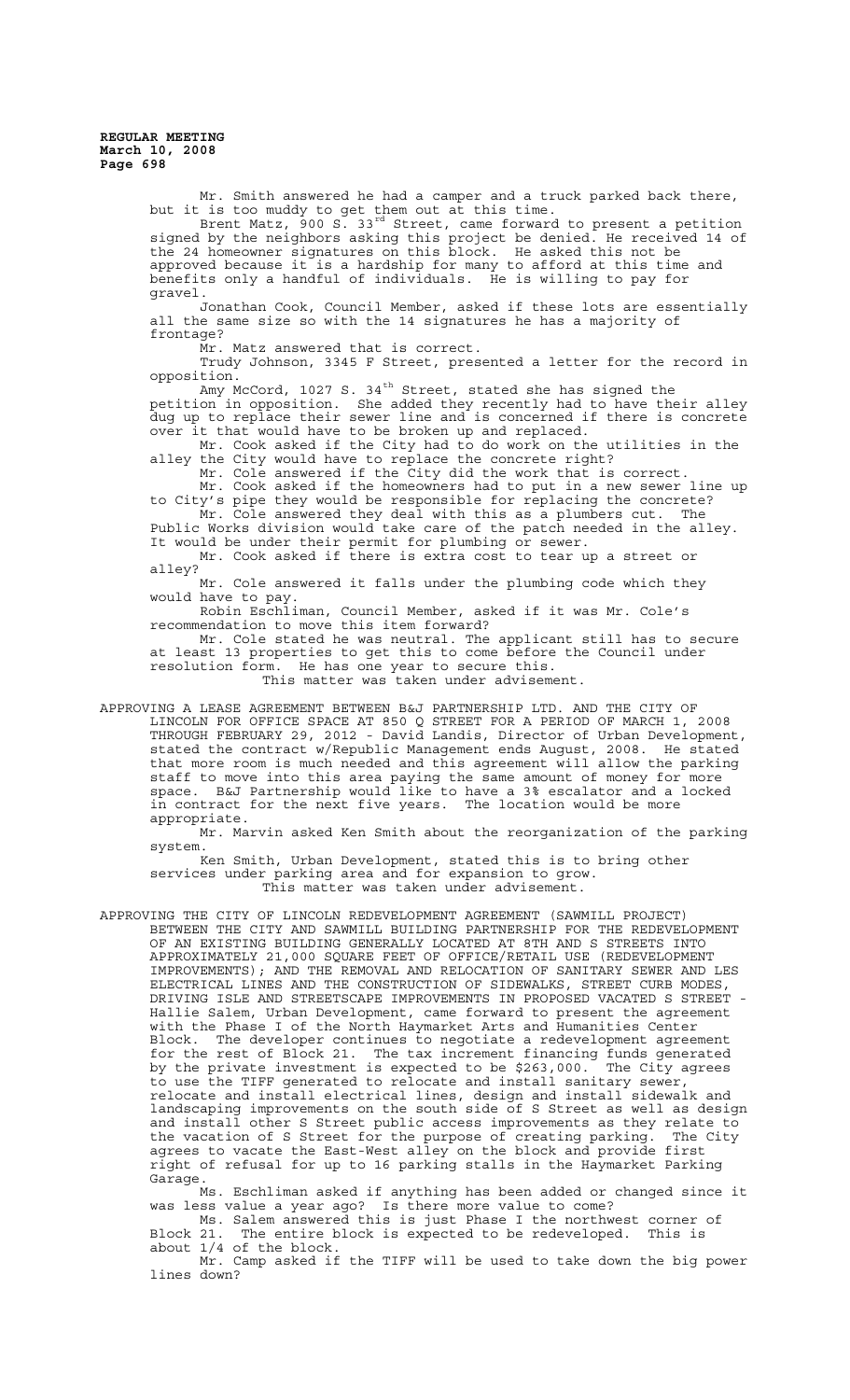Mr. Smith answered he had a camper and a truck parked back there, but it is too muddy to get them out at this time.

Brent Matz, 900 S. 33rd Street, came forward to present a petition signed by the neighbors asking this project be denied. He received 14 of the 24 homeowner signatures on this block. He asked this not be approved because it is a hardship for many to afford at this time and benefits only a handful of individuals. He is willing to pay for gravel.

Jonathan Cook, Council Member, asked if these lots are essentially all the same size so with the 14 signatures he has a majority of frontage?

Mr. Matz answered that is correct.

Trudy Johnson, 3345 F Street, presented a letter for the record in opposition.

Amy McCord, 1027 S. 34th Street, stated she has signed the petition in opposition. She added they recently had to have their alley dug up to replace their sewer line and is concerned if there is concrete over it that would have to be broken up and replaced.

Mr. Cook asked if the City had to do work on the utilities in the alley the City would have to replace the concrete right?

Mr. Cole answered if the City did the work that is correct.

Mr. Cook asked if the homeowners had to put in a new sewer line up to City's pipe they would be responsible for replacing the concrete?

Mr. Cole answered they deal with this as a plumbers cut. The Public Works division would take care of the patch needed in the alley. It would be under their permit for plumbing or sewer.

Mr. Cook asked if there is extra cost to tear up a street or alley?

Mr. Cole answered it falls under the plumbing code which they would have to pay.

Robin Eschliman, Council Member, asked if it was Mr. Cole's recommendation to move this item forward?

Mr. Cole stated he was neutral. The applicant still has to secure at least 13 properties to get this to come before the Council under resolution form. He has one year to secure this.

This matter was taken under advisement.

APPROVING A LEASE AGREEMENT BETWEEN B&J PARTNERSHIP LTD. AND THE CITY OF LINCOLN FOR OFFICE SPACE AT 850 Q STREET FOR A PERIOD OF MARCH 1, 2008 THROUGH FEBRUARY 29, 2012 - David Landis, Director of Urban Development, stated the contract w/Republic Management ends August, 2008. He stated that more room is much needed and this agreement will allow the parking staff to move into this area paying the same amount of money for more space. B&J Partnership would like to have a 3% escalator and a locked in contract for the next five years. The location would be more appropriate.

Mr. Marvin asked Ken Smith about the reorganization of the parking system.

Ken Smith, Urban Development, stated this is to bring other services under parking area and for expansion to grow.

This matter was taken under advisement.

APPROVING THE CITY OF LINCOLN REDEVELOPMENT AGREEMENT (SAWMILL PROJECT) BETWEEN THE CITY AND SAWMILL BUILDING PARTNERSHIP FOR THE REDEVELOPMENT OF AN EXISTING BUILDING GENERALLY LOCATED AT 8TH AND S STREETS INTO APPROXIMATELY 21,000 SQUARE FEET OF OFFICE/RETAIL USE (REDEVELOPMENT IMPROVEMENTS); AND THE REMOVAL AND RELOCATION OF SANITARY SEWER AND LES ELECTRICAL LINES AND THE CONSTRUCTION OF SIDEWALKS, STREET CURB MODES, DRIVING ISLE AND STREETSCAPE IMPROVEMENTS IN PROPOSED VACATED S STREET - Hallie Salem, Urban Development, came forward to present the agreement with the Phase I of the North Haymarket Arts and Humanities Center Block. The developer continues to negotiate a redevelopment agreement for the rest of Block 21. The tax increment financing funds generated by the private investment is expected to be $263,000. The City agrees to use the TIFF generated to relocate and install sanitary sewer, relocate and install electrical lines, design and install sidewalk and landscaping improvements on the south side of S Street as well as design and install other S Street public access improvements as they relate to the vacation of S Street for the purpose of creating parking. The City agrees to vacate the East-West alley on the block and provide first right of refusal for up to 16 parking stalls in the Haymarket Parking Garage.

Ms. Eschliman asked if anything has been added or changed since it was less value a year ago? Is there more value to come?

Ms. Salem answered this is just Phase I the northwest corner of Block 21. The entire block is expected to be redeveloped. This is about 1/4 of the block.

Mr. Camp asked if the TIFF will be used to take down the big power lines down?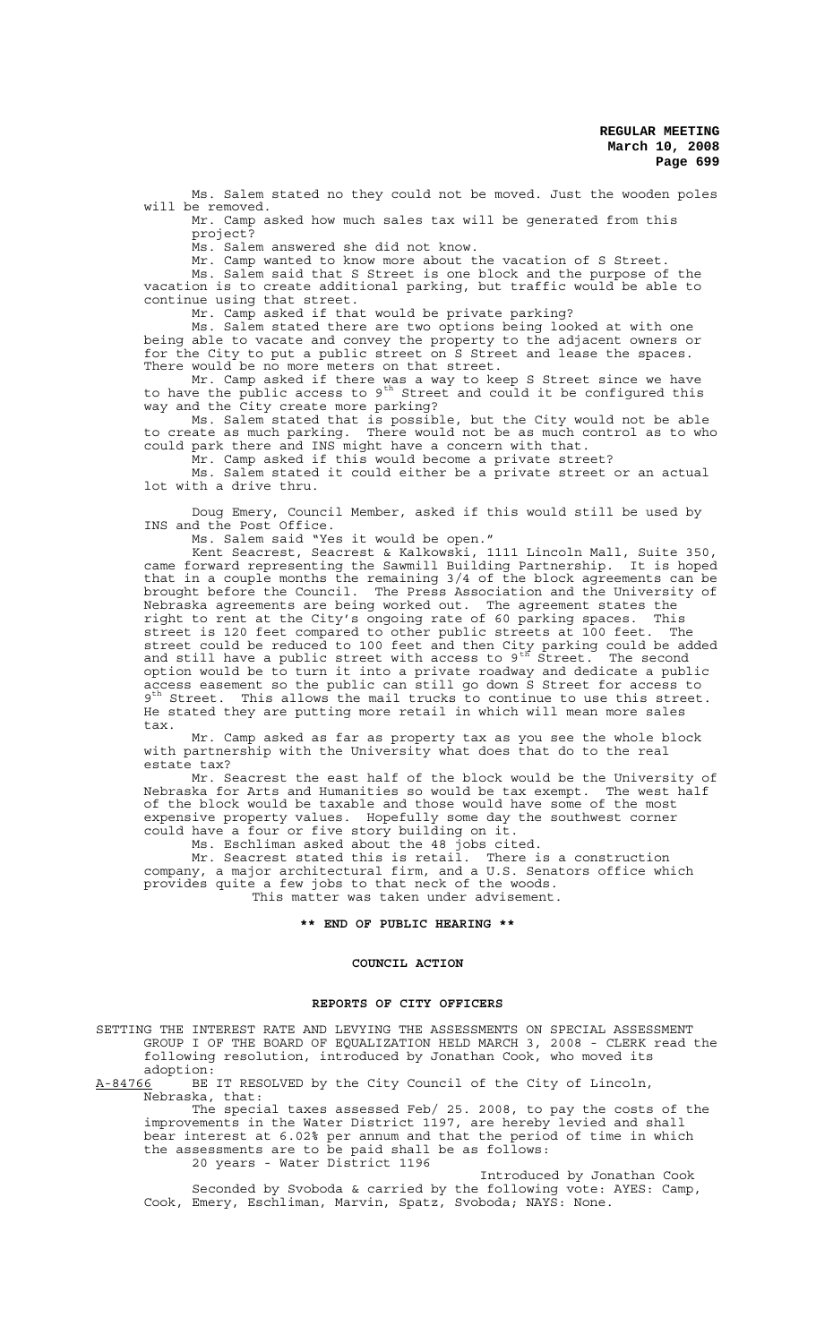Ms. Salem stated no they could not be moved. Just the wooden poles will be removed.

Mr. Camp asked how much sales tax will be generated from this project?

Ms. Salem answered she did not know.

Mr. Camp wanted to know more about the vacation of S Street.

Ms. Salem said that S Street is one block and the purpose of the vacation is to create additional parking, but traffic would be able to continue using that street.

Mr. Camp asked if that would be private parking?

Ms. Salem stated there are two options being looked at with one being able to vacate and convey the property to the adjacent owners or for the City to put a public street on S Street and lease the spaces. There would be no more meters on that street.

Mr. Camp asked if there was a way to keep S Street since we have to have the public access to 9th Street and could it be configured this way and the City create more parking?

Ms. Salem stated that is possible, but the City would not be able to create as much parking. There would not be as much control as to who could park there and INS might have a concern with that.

Mr. Camp asked if this would become a private street?

Ms. Salem stated it could either be a private street or an actual lot with a drive thru.

Doug Emery, Council Member, asked if this would still be used by INS and the Post Office.

Ms. Salem said "Yes it would be open."

Kent Seacrest, Seacrest & Kalkowski, 1111 Lincoln Mall, Suite 350, came forward representing the Sawmill Building Partnership. It is hoped that in a couple months the remaining 3/4 of the block agreements can be brought before the Council. The Press Association and the University of Nebraska agreements are being worked out. The agreement states the right to rent at the City's ongoing rate of 60 parking spaces. This street is 120 feet compared to other public streets at 100 feet. The street could be reduced to 100 feet and then City parking could be added and still have a public street with access to 9th Street. The second option would be to turn it into a private roadway and dedicate a public access easement so the public can still go down S Street for access to 9th Street. This allows the mail trucks to continue to use this street. He stated they are putting more retail in which will mean more sales tax.

Mr. Camp asked as far as property tax as you see the whole block with partnership with the University what does that do to the real estate tax?

Mr. Seacrest the east half of the block would be the University of Nebraska for Arts and Humanities so would be tax exempt. The west half of the block would be taxable and those would have some of the most expensive property values. Hopefully some day the southwest corner could have a four or five story building on it.

Ms. Eschliman asked about the 48 jobs cited.

Mr. Seacrest stated this is retail. There is a construction company, a major architectural firm, and a U.S. Senators office which provides quite a few jobs to that neck of the woods.

This matter was taken under advisement.

**\*\* END OF PUBLIC HEARING \*\***

**COUNCIL ACTION**

**REPORTS OF CITY OFFICERS**

SETTING THE INTEREST RATE AND LEVYING THE ASSESSMENTS ON SPECIAL ASSESSMENT GROUP I OF THE BOARD OF EQUALIZATION HELD MARCH 3, 2008 - CLERK read the following resolution, introduced by Jonathan Cook, who moved its adoption:

A-84766 BE IT RESOLVED by the City Council of the City of Lincoln, Nebraska, that:

The special taxes assessed Feb/ 25. 2008, to pay the costs of the improvements in the Water District 1197, are hereby levied and shall bear interest at 6.02% per annum and that the period of time in which the assessments are to be paid shall be as follows:

20 years - Water District 1196

Introduced by Jonathan Cook

Seconded by Svoboda & carried by the following vote: AYES: Camp, Cook, Emery, Eschliman, Marvin, Spatz, Svoboda; NAYS: None.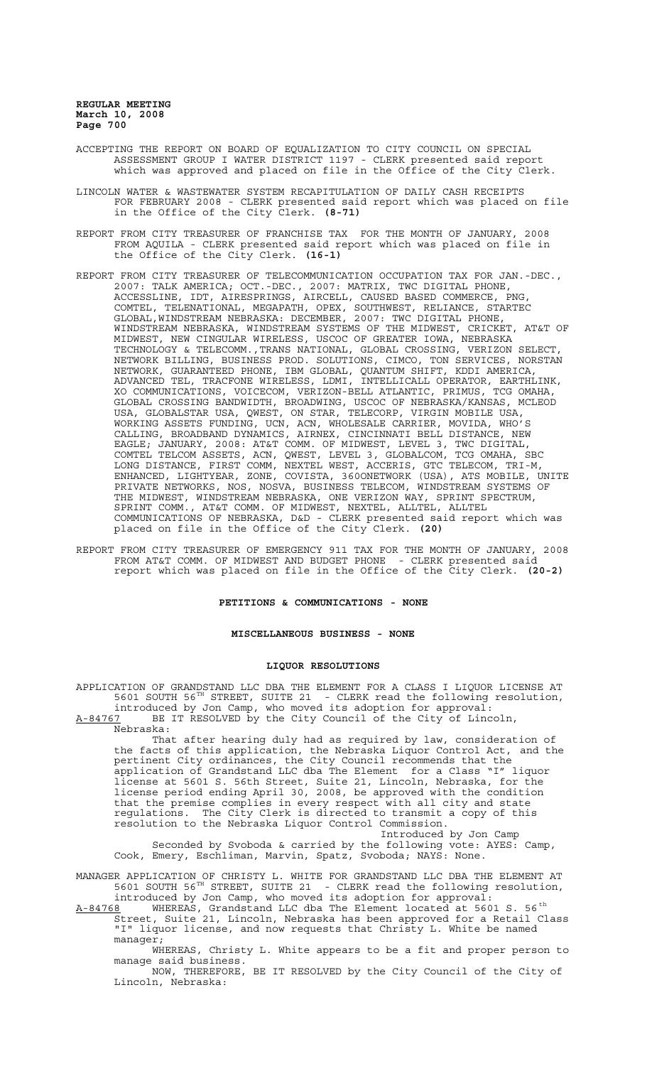ACCEPTING THE REPORT ON BOARD OF EQUALIZATION TO CITY COUNCIL ON SPECIAL ASSESSMENT GROUP I WATER DISTRICT 1197 - CLERK presented said report which was approved and placed on file in the Office of the City Clerk.

LINCOLN WATER & WASTEWATER SYSTEM RECAPITULATION OF DAILY CASH RECEIPTS FOR FEBRUARY 2008 - CLERK presented said report which was placed on file in the Office of the City Clerk. **(8-71)**

REPORT FROM CITY TREASURER OF FRANCHISE TAX FOR THE MONTH OF JANUARY, 2008 FROM AQUILA - CLERK presented said report which was placed on file in the Office of the City Clerk. **(16-1)**

REPORT FROM CITY TREASURER OF TELECOMMUNICATION OCCUPATION TAX FOR JAN.-DEC., 2007: TALK AMERICA; OCT.-DEC., 2007: MATRIX, TWC DIGITAL PHONE, ACCESSLINE, IDT, AIRESPRINGS, AIRCELL, CAUSED BASED COMMERCE, PNG, COMTEL, TELENATIONAL, MEGAPATH, OPEX, SOUTHWEST, RELIANCE, STARTEC GLOBAL,WINDSTREAM NEBRASKA: DECEMBER, 2007: TWC DIGITAL PHONE, WINDSTREAM NEBRASKA, WINDSTREAM SYSTEMS OF THE MIDWEST, CRICKET, AT&T OF MIDWEST, NEW CINGULAR WIRELESS, USCOC OF GREATER IOWA, NEBRASKA TECHNOLOGY & TELECOMM.,TRANS NATIONAL, GLOBAL CROSSING, VERIZON SELECT, NETWORK BILLING, BUSINESS PROD. SOLUTIONS, CIMCO, TON SERVICES, NORSTAN NETWORK, GUARANTEED PHONE, IBM GLOBAL, QUANTUM SHIFT, KDDI AMERICA, ADVANCED TEL, TRACFONE WIRELESS, LDMI, INTELLICALL OPERATOR, EARTHLINK, XO COMMUNICATIONS, VOICECOM, VERIZON-BELL ATLANTIC, PRIMUS, TCG OMAHA, GLOBAL CROSSING BANDWIDTH, BROADWING, USCOC OF NEBRASKA/KANSAS, MCLEOD USA, GLOBALSTAR USA, QWEST, ON STAR, TELECORP, VIRGIN MOBILE USA, WORKING ASSETS FUNDING, UCN, ACN, WHOLESALE CARRIER, MOVIDA, WHO'S CALLING, BROADBAND DYNAMICS, AIRNEX, CINCINNATI BELL DISTANCE, NEW EAGLE; JANUARY, 2008: AT&T COMM. OF MIDWEST, LEVEL 3, TWC DIGITAL, COMTEL TELCOM ASSETS, ACN, QWEST, LEVEL 3, GLOBALCOM, TCG OMAHA, SBC LONG DISTANCE, FIRST COMM, NEXTEL WEST, ACCERIS, GTC TELECOM, TRI-M, ENHANCED, LIGHTYEAR, ZONE, COVISTA, 360ONETWORK (USA), ATS MOBILE, UNITE PRIVATE NETWORKS, NOS, NOSVA, BUSINESS TELECOM, WINDSTREAM SYSTEMS OF THE MIDWEST, WINDSTREAM NEBRASKA, ONE VERIZON WAY, SPRINT SPECTRUM, SPRINT COMM., AT&T COMM. OF MIDWEST, NEXTEL, ALLTEL, ALLTEL COMMUNICATIONS OF NEBRASKA, D&D - CLERK presented said report which was placed on file in the Office of the City Clerk. **(20)**

REPORT FROM CITY TREASURER OF EMERGENCY 911 TAX FOR THE MONTH OF JANUARY, 2008 FROM AT&T COMM. OF MIDWEST AND BUDGET PHONE - CLERK presented said report which was placed on file in the Office of the City Clerk. **(20-2)**

**PETITIONS & COMMUNICATIONS - NONE**

**MISCELLANEOUS BUSINESS - NONE**

**LIQUOR RESOLUTIONS**

APPLICATION OF GRANDSTAND LLC DBA THE ELEMENT FOR A CLASS I LIQUOR LICENSE AT 5601 SOUTH 56TH STREET, SUITE 21 - CLERK read the following resolution, introduced by Jon Camp, who moved its adoption for approval:

A-84767 BE IT RESOLVED by the City Council of the City of Lincoln, Nebraska:

That after hearing duly had as required by law, consideration of the facts of this application, the Nebraska Liquor Control Act, and the pertinent City ordinances, the City Council recommends that the application of Grandstand LLC dba The Element for a Class "I" liquor license at 5601 S. 56th Street, Suite 21, Lincoln, Nebraska, for the license period ending April 30, 2008, be approved with the condition that the premise complies in every respect with all city and state regulations. The City Clerk is directed to transmit a copy of this resolution to the Nebraska Liquor Control Commission.

Introduced by Jon Camp

Seconded by Svoboda & carried by the following vote: AYES: Camp, Cook, Emery, Eschliman, Marvin, Spatz, Svoboda; NAYS: None.

MANAGER APPLICATION OF CHRISTY L. WHITE FOR GRANDSTAND LLC DBA THE ELEMENT AT 5601 SOUTH 56TH STREET, SUITE 21 - CLERK read the following resolution, introduced by Jon Camp, who moved its adoption for approval:

A-84768 WHEREAS, Grandstand LLC dba The Element located at 5601 S. 56th Street, Suite 21, Lincoln, Nebraska has been approved for a Retail Class "I" liquor license, and now requests that Christy L. White be named manager;

WHEREAS, Christy L. White appears to be a fit and proper person to manage said business.

NOW, THEREFORE, BE IT RESOLVED by the City Council of the City of Lincoln, Nebraska: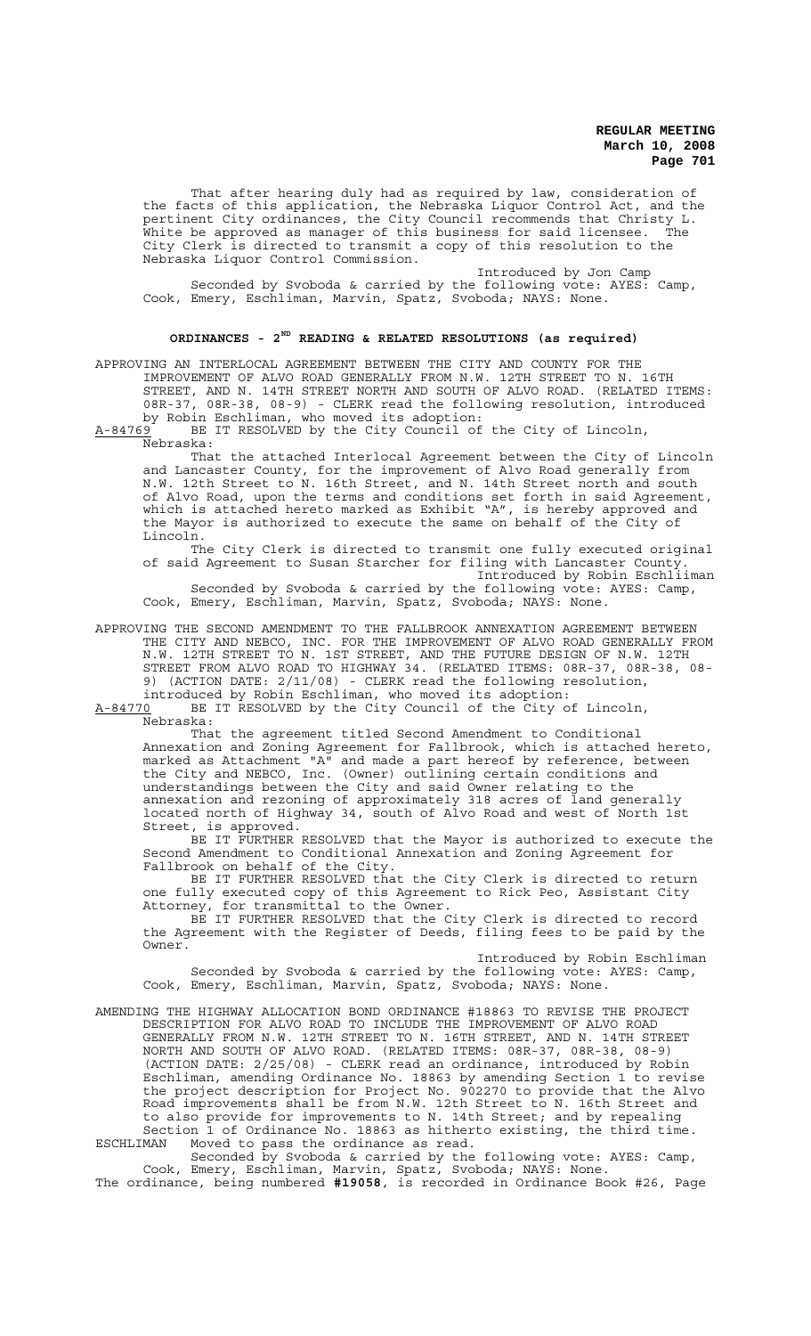That after hearing duly had as required by law, consideration of the facts of this application, the Nebraska Liquor Control Act, and the pertinent City ordinances, the City Council recommends that Christy L. White be approved as manager of this business for said licensee. The City Clerk is directed to transmit a copy of this resolution to the Nebraska Liquor Control Commission.

Introduced by Jon Camp

Seconded by Svoboda & carried by the following vote: AYES: Camp, Cook, Emery, Eschliman, Marvin, Spatz, Svoboda; NAYS: None.

## ORDINANCES - 2ND READING & RELATED RESOLUTIONS (as required)

APPROVING AN INTERLOCAL AGREEMENT BETWEEN THE CITY AND COUNTY FOR THE IMPROVEMENT OF ALVO ROAD GENERALLY FROM N.W. 12TH STREET TO N. 16TH STREET, AND N. 14TH STREET NORTH AND SOUTH OF ALVO ROAD. (RELATED ITEMS: 08R-37, 08R-38, 08-9) - CLERK read the following resolution, introduced by Robin Eschliman, who moved its adoption:

A-84769 BE IT RESOLVED by the City Council of the City of Lincoln, Nebraska:

That the attached Interlocal Agreement between the City of Lincoln and Lancaster County, for the improvement of Alvo Road generally from N.W. 12th Street to N. 16th Street, and N. 14th Street north and south of Alvo Road, upon the terms and conditions set forth in said Agreement, which is attached hereto marked as Exhibit "A", is hereby approved and the Mayor is authorized to execute the same on behalf of the City of Lincoln.

The City Clerk is directed to transmit one fully executed original of said Agreement to Susan Starcher for filing with Lancaster County.

Introduced by Robin Eschliiman

Seconded by Svoboda & carried by the following vote: AYES: Camp, Cook, Emery, Eschliman, Marvin, Spatz, Svoboda; NAYS: None.

APPROVING THE SECOND AMENDMENT TO THE FALLBROOK ANNEXATION AGREEMENT BETWEEN THE CITY AND NEBCO, INC. FOR THE IMPROVEMENT OF ALVO ROAD GENERALLY FROM N.W. 12TH STREET TO N. 1ST STREET, AND THE FUTURE DESIGN OF N.W. 12TH STREET FROM ALVO ROAD TO HIGHWAY 34. (RELATED ITEMS: 08R-37, 08R-38, 08-9) (ACTION DATE: 2/11/08) - CLERK read the following resolution, introduced by Robin Eschliman, who moved its adoption:

A-84770 BE IT RESOLVED by the City Council of the City of Lincoln, Nebraska:

That the agreement titled Second Amendment to Conditional Annexation and Zoning Agreement for Fallbrook, which is attached hereto, marked as Attachment "A" and made a part hereof by reference, between the City and NEBCO, Inc. (Owner) outlining certain conditions and understandings between the City and said Owner relating to the annexation and rezoning of approximately 318 acres of land generally located north of Highway 34, south of Alvo Road and west of North 1st Street, is approved.

BE IT FURTHER RESOLVED that the Mayor is authorized to execute the Second Amendment to Conditional Annexation and Zoning Agreement for Fallbrook on behalf of the City.

BE IT FURTHER RESOLVED that the City Clerk is directed to return one fully executed copy of this Agreement to Rick Peo, Assistant City Attorney, for transmittal to the Owner.

BE IT FURTHER RESOLVED that the City Clerk is directed to record the Agreement with the Register of Deeds, filing fees to be paid by the Owner.

Introduced by Robin Eschliman

Seconded by Svoboda & carried by the following vote: AYES: Camp, Cook, Emery, Eschliman, Marvin, Spatz, Svoboda; NAYS: None.

AMENDING THE HIGHWAY ALLOCATION BOND ORDINANCE #18863 TO REVISE THE PROJECT DESCRIPTION FOR ALVO ROAD TO INCLUDE THE IMPROVEMENT OF ALVO ROAD GENERALLY FROM N.W. 12TH STREET TO N. 16TH STREET, AND N. 14TH STREET NORTH AND SOUTH OF ALVO ROAD. (RELATED ITEMS: 08R-37, 08R-38, 08-9) (ACTION DATE: 2/25/08) - CLERK read an ordinance, introduced by Robin Eschliman, amending Ordinance No. 18863 by amending Section 1 to revise the project description for Project No. 902270 to provide that the Alvo Road improvements shall be from N.W. 12th Street to N. 16th Street and to also provide for improvements to N. 14th Street; and by repealing Section 1 of Ordinance No. 18863 as hitherto existing, the third time.

ESCHLIMAN Moved to pass the ordinance as read.

Seconded by Svoboda & carried by the following vote: AYES: Camp, Cook, Emery, Eschliman, Marvin, Spatz, Svoboda; NAYS: None.

The ordinance, being numbered **#19058**, is recorded in Ordinance Book #26, Page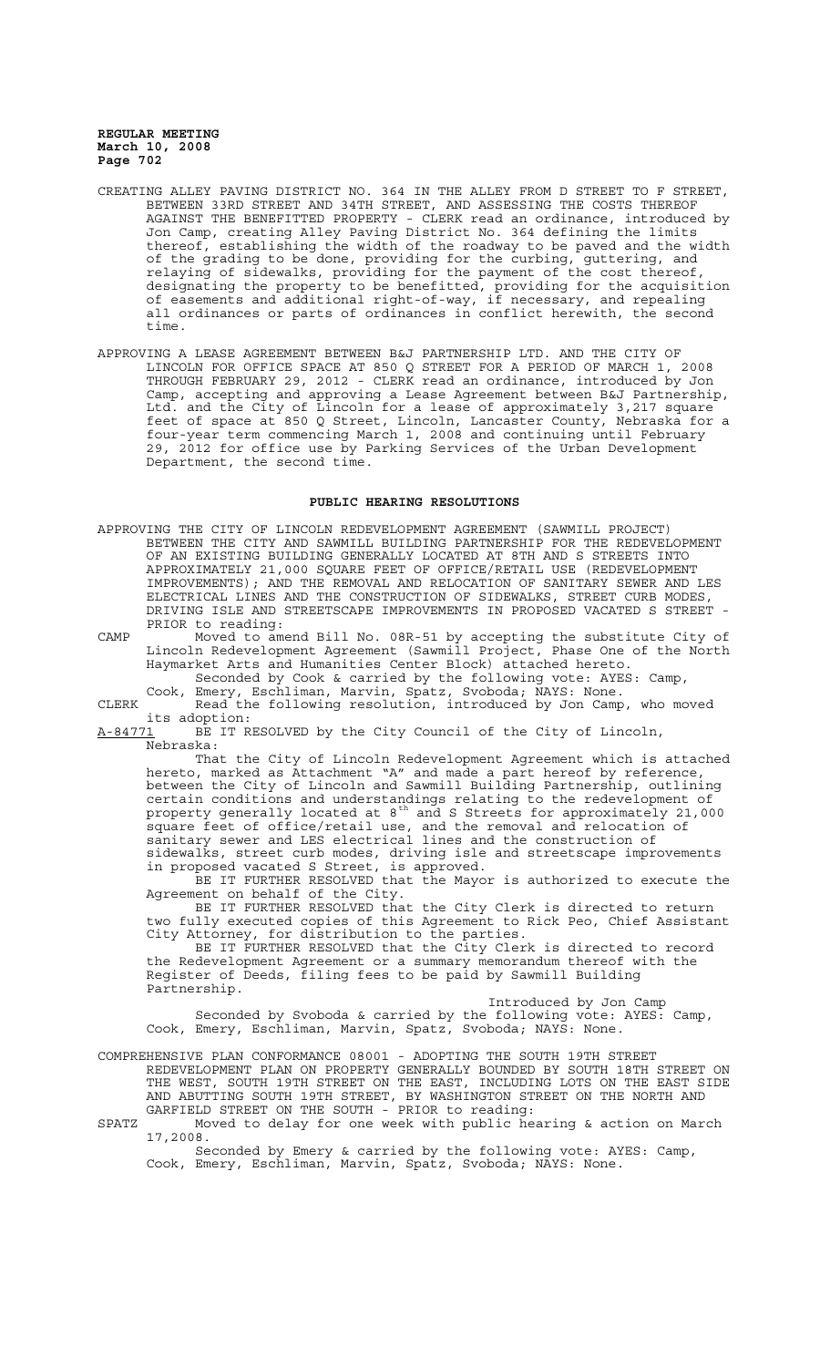CREATING ALLEY PAVING DISTRICT NO. 364 IN THE ALLEY FROM D STREET TO F STREET, BETWEEN 33RD STREET AND 34TH STREET, AND ASSESSING THE COSTS THEREOF AGAINST THE BENEFITTED PROPERTY - CLERK read an ordinance, introduced by Jon Camp, creating Alley Paving District No. 364 defining the limits thereof, establishing the width of the roadway to be paved and the width of the grading to be done, providing for the curbing, guttering, and relaying of sidewalks, providing for the payment of the cost thereof, designating the property to be benefitted, providing for the acquisition of easements and additional right-of-way, if necessary, and repealing all ordinances or parts of ordinances in conflict herewith, the second time.

APPROVING A LEASE AGREEMENT BETWEEN B&J PARTNERSHIP LTD. AND THE CITY OF LINCOLN FOR OFFICE SPACE AT 850 Q STREET FOR A PERIOD OF MARCH 1, 2008 THROUGH FEBRUARY 29, 2012 - CLERK read an ordinance, introduced by Jon Camp, accepting and approving a Lease Agreement between B&J Partnership, Ltd. and the City of Lincoln for a lease of approximately 3,217 square feet of space at 850 Q Street, Lincoln, Lancaster County, Nebraska for a four-year term commencing March 1, 2008 and continuing until February 29, 2012 for office use by Parking Services of the Urban Development Department, the second time.

## PUBLIC HEARING RESOLUTIONS

APPROVING THE CITY OF LINCOLN REDEVELOPMENT AGREEMENT (SAWMILL PROJECT) BETWEEN THE CITY AND SAWMILL BUILDING PARTNERSHIP FOR THE REDEVELOPMENT OF AN EXISTING BUILDING GENERALLY LOCATED AT 8TH AND S STREETS INTO APPROXIMATELY 21,000 SQUARE FEET OF OFFICE/RETAIL USE (REDEVELOPMENT IMPROVEMENTS); AND THE REMOVAL AND RELOCATION OF SANITARY SEWER AND LES ELECTRICAL LINES AND THE CONSTRUCTION OF SIDEWALKS, STREET CURB MODES, DRIVING ISLE AND STREETSCAPE IMPROVEMENTS IN PROPOSED VACATED S STREET - PRIOR to reading:

CAMP Moved to amend Bill No. 08R-51 by accepting the substitute City of Lincoln Redevelopment Agreement (Sawmill Project, Phase One of the North Haymarket Arts and Humanities Center Block) attached hereto.

Seconded by Cook & carried by the following vote: AYES: Camp, Cook, Emery, Eschliman, Marvin, Spatz, Svoboda; NAYS: None.

CLERK Read the following resolution, introduced by Jon Camp, who moved its adoption:

A-84771 BE IT RESOLVED by the City Council of the City of Lincoln, Nebraska:

That the City of Lincoln Redevelopment Agreement which is attached hereto, marked as Attachment "A" and made a part hereof by reference, between the City of Lincoln and Sawmill Building Partnership, outlining certain conditions and understandings relating to the redevelopment of property generally located at 8th and S Streets for approximately 21,000 square feet of office/retail use, and the removal and relocation of sanitary sewer and LES electrical lines and the construction of sidewalks, street curb modes, driving isle and streetscape improvements in proposed vacated S Street, is approved.

BE IT FURTHER RESOLVED that the Mayor is authorized to execute the Agreement on behalf of the City.

BE IT FURTHER RESOLVED that the City Clerk is directed to return two fully executed copies of this Agreement to Rick Peo, Chief Assistant City Attorney, for distribution to the parties.

BE IT FURTHER RESOLVED that the City Clerk is directed to record the Redevelopment Agreement or a summary memorandum thereof with the Register of Deeds, filing fees to be paid by Sawmill Building Partnership.

Introduced by Jon Camp

Seconded by Svoboda & carried by the following vote: AYES: Camp, Cook, Emery, Eschliman, Marvin, Spatz, Svoboda; NAYS: None.

COMPREHENSIVE PLAN CONFORMANCE 08001 - ADOPTING THE SOUTH 19TH STREET REDEVELOPMENT PLAN ON PROPERTY GENERALLY BOUNDED BY SOUTH 18TH STREET ON THE WEST, SOUTH 19TH STREET ON THE EAST, INCLUDING LOTS ON THE EAST SIDE AND ABUTTING SOUTH 19TH STREET, BY WASHINGTON STREET ON THE NORTH AND GARFIELD STREET ON THE SOUTH - PRIOR to reading:

SPATZ Moved to delay for one week with public hearing & action on March 17,2008.

Seconded by Emery & carried by the following vote: AYES: Camp, Cook, Emery, Eschliman, Marvin, Spatz, Svoboda; NAYS: None.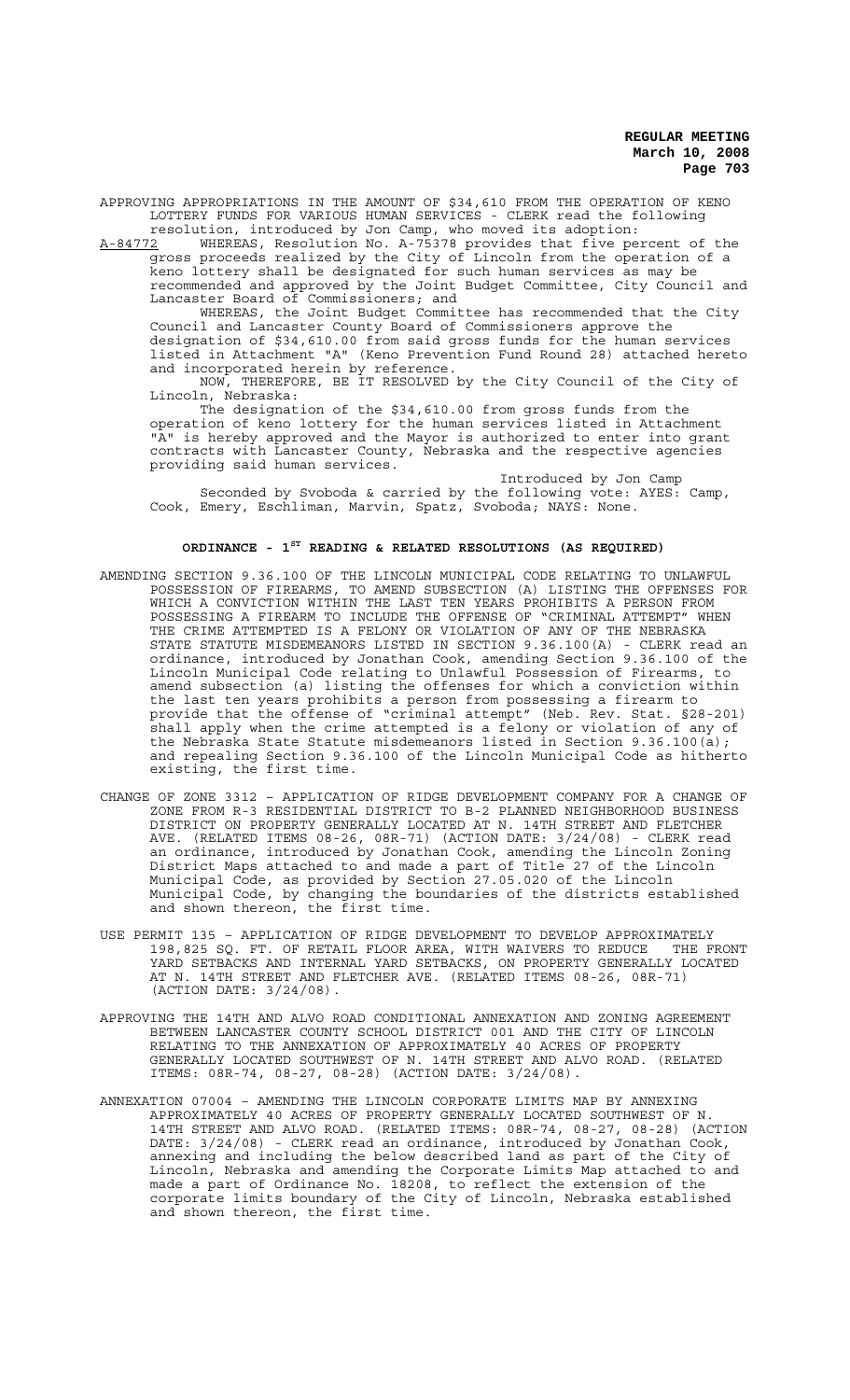APPROVING APPROPRIATIONS IN THE AMOUNT OF $34,610 FROM THE OPERATION OF KENO LOTTERY FUNDS FOR VARIOUS HUMAN SERVICES - CLERK read the following resolution, introduced by Jon Camp, who moved its adoption:

A-84772 WHEREAS, Resolution No. A-75378 provides that five percent of the gross proceeds realized by the City of Lincoln from the operation of a keno lottery shall be designated for such human services as may be recommended and approved by the Joint Budget Committee, City Council and Lancaster Board of Commissioners; and

WHEREAS, the Joint Budget Committee has recommended that the City Council and Lancaster County Board of Commissioners approve the designation of $34,610.00 from said gross funds for the human services listed in Attachment "A" (Keno Prevention Fund Round 28) attached hereto and incorporated herein by reference.

NOW, THEREFORE, BE IT RESOLVED by the City Council of the City of Lincoln, Nebraska:

The designation of the $34,610.00 from gross funds from the operation of keno lottery for the human services listed in Attachment "A" is hereby approved and the Mayor is authorized to enter into grant contracts with Lancaster County, Nebraska and the respective agencies providing said human services.

Introduced by Jon Camp

Seconded by Svoboda & carried by the following vote: AYES: Camp, Cook, Emery, Eschliman, Marvin, Spatz, Svoboda; NAYS: None.

## ORDINANCE - 1ST READING & RELATED RESOLUTIONS (AS REQUIRED)

AMENDING SECTION 9.36.100 OF THE LINCOLN MUNICIPAL CODE RELATING TO UNLAWFUL POSSESSION OF FIREARMS, TO AMEND SUBSECTION (A) LISTING THE OFFENSES FOR WHICH A CONVICTION WITHIN THE LAST TEN YEARS PROHIBITS A PERSON FROM POSSESSING A FIREARM TO INCLUDE THE OFFENSE OF "CRIMINAL ATTEMPT" WHEN THE CRIME ATTEMPTED IS A FELONY OR VIOLATION OF ANY OF THE NEBRASKA STATE STATUTE MISDEMEANORS LISTED IN SECTION 9.36.100(A) - CLERK read an ordinance, introduced by Jonathan Cook, amending Section 9.36.100 of the Lincoln Municipal Code relating to Unlawful Possession of Firearms, to amend subsection (a) listing the offenses for which a conviction within the last ten years prohibits a person from possessing a firearm to provide that the offense of "criminal attempt" (Neb. Rev. Stat. §28-201) shall apply when the crime attempted is a felony or violation of any of the Nebraska State Statute misdemeanors listed in Section 9.36.100(a); and repealing Section 9.36.100 of the Lincoln Municipal Code as hitherto existing, the first time.

CHANGE OF ZONE 3312 – APPLICATION OF RIDGE DEVELOPMENT COMPANY FOR A CHANGE OF ZONE FROM R-3 RESIDENTIAL DISTRICT TO B-2 PLANNED NEIGHBORHOOD BUSINESS DISTRICT ON PROPERTY GENERALLY LOCATED AT N. 14TH STREET AND FLETCHER AVE. (RELATED ITEMS 08-26, 08R-71) (ACTION DATE: 3/24/08) - CLERK read an ordinance, introduced by Jonathan Cook, amending the Lincoln Zoning District Maps attached to and made a part of Title 27 of the Lincoln Municipal Code, as provided by Section 27.05.020 of the Lincoln Municipal Code, by changing the boundaries of the districts established and shown thereon, the first time.

USE PERMIT 135 – APPLICATION OF RIDGE DEVELOPMENT TO DEVELOP APPROXIMATELY 198,825 SQ. FT. OF RETAIL FLOOR AREA, WITH WAIVERS TO REDUCE THE FRONT YARD SETBACKS AND INTERNAL YARD SETBACKS, ON PROPERTY GENERALLY LOCATED AT N. 14TH STREET AND FLETCHER AVE. (RELATED ITEMS 08-26, 08R-71) (ACTION DATE: 3/24/08).

APPROVING THE 14TH AND ALVO ROAD CONDITIONAL ANNEXATION AND ZONING AGREEMENT BETWEEN LANCASTER COUNTY SCHOOL DISTRICT 001 AND THE CITY OF LINCOLN RELATING TO THE ANNEXATION OF APPROXIMATELY 40 ACRES OF PROPERTY GENERALLY LOCATED SOUTHWEST OF N. 14TH STREET AND ALVO ROAD. (RELATED ITEMS: 08R-74, 08-27, 08-28) (ACTION DATE: 3/24/08).

ANNEXATION 07004 – AMENDING THE LINCOLN CORPORATE LIMITS MAP BY ANNEXING APPROXIMATELY 40 ACRES OF PROPERTY GENERALLY LOCATED SOUTHWEST OF N. 14TH STREET AND ALVO ROAD. (RELATED ITEMS: 08R-74, 08-27, 08-28) (ACTION DATE: 3/24/08) - CLERK read an ordinance, introduced by Jonathan Cook, annexing and including the below described land as part of the City of Lincoln, Nebraska and amending the Corporate Limits Map attached to and made a part of Ordinance No. 18208, to reflect the extension of the corporate limits boundary of the City of Lincoln, Nebraska established and shown thereon, the first time.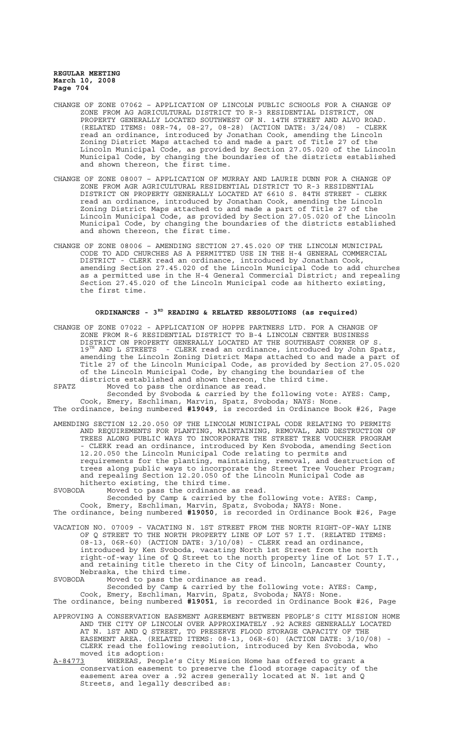CHANGE OF ZONE 07062 – APPLICATION OF LINCOLN PUBLIC SCHOOLS FOR A CHANGE OF ZONE FROM AG AGRICULTURAL DISTRICT TO R-3 RESIDENTIAL DISTRICT, ON PROPERTY GENERALLY LOCATED SOUTHWEST OF N. 14TH STREET AND ALVO ROAD. (RELATED ITEMS: 08R-74, 08-27, 08-28) (ACTION DATE: 3/24/08) - CLERK read an ordinance, introduced by Jonathan Cook, amending the Lincoln Zoning District Maps attached to and made a part of Title 27 of the Lincoln Municipal Code, as provided by Section 27.05.020 of the Lincoln Municipal Code, by changing the boundaries of the districts established and shown thereon, the first time.

CHANGE OF ZONE 08007 – APPLICATION OF MURRAY AND LAURIE DUNN FOR A CHANGE OF ZONE FROM AGR AGRICULTURAL RESIDENTIAL DISTRICT TO R-3 RESIDENTIAL DISTRICT ON PROPERTY GENERALLY LOCATED AT 6610 S. 84TH STREET - CLERK read an ordinance, introduced by Jonathan Cook, amending the Lincoln Zoning District Maps attached to and made a part of Title 27 of the Lincoln Municipal Code, as provided by Section 27.05.020 of the Lincoln Municipal Code, by changing the boundaries of the districts established and shown thereon, the first time.

CHANGE OF ZONE 08006 – AMENDING SECTION 27.45.020 OF THE LINCOLN MUNICIPAL CODE TO ADD CHURCHES AS A PERMITTED USE IN THE H-4 GENERAL COMMERCIAL DISTRICT - CLERK read an ordinance, introduced by Jonathan Cook, amending Section 27.45.020 of the Lincoln Municipal Code to add churches as a permitted use in the H-4 General Commercial District; and repealing Section 27.45.020 of the Lincoln Municipal code as hitherto existing, the first time.

## ORDINANCES - 3RD READING & RELATED RESOLUTIONS (as required)

CHANGE OF ZONE 07022 - APPLICATION OF HOPPE PARTNERS LTD. FOR A CHANGE OF ZONE FROM R-6 RESIDENTIAL DISTRICT TO B-4 LINCOLN CENTER BUSINESS DISTRICT ON PROPERTY GENERALLY LOCATED AT THE SOUTHEAST CORNER OF S. 19TH AND L STREETS - CLERK read an ordinance, introduced by John Spatz, amending the Lincoln Zoning District Maps attached to and made a part of Title 27 of the Lincoln Municipal Code, as provided by Section 27.05.020 of the Lincoln Municipal Code, by changing the boundaries of the districts established and shown thereon, the third time.

SPATZ Moved to pass the ordinance as read.

Seconded by Svoboda & carried by the following vote: AYES: Camp, Cook, Emery, Eschliman, Marvin, Spatz, Svoboda; NAYS: None.

The ordinance, being numbered **#19049**, is recorded in Ordinance Book #26, Page

AMENDING SECTION 12.20.050 OF THE LINCOLN MUNICIPAL CODE RELATING TO PERMITS AND REQUIREMENTS FOR PLANTING, MAINTAINING, REMOVAL, AND DESTRUCTION OF TREES ALONG PUBLIC WAYS TO INCORPORATE THE STREET TREE VOUCHER PROGRAM - CLERK read an ordinance, introduced by Ken Svoboda, amending Section 12.20.050 the Lincoln Municipal Code relating to permits and requirements for the planting, maintaining, removal, and destruction of trees along public ways to incorporate the Street Tree Voucher Program; and repealing Section 12.20.050 of the Lincoln Municipal Code as hitherto existing, the third time.

SVOBODA Moved to pass the ordinance as read.

Seconded by Camp & carried by the following vote: AYES: Camp, Cook, Emery, Eschliman, Marvin, Spatz, Svoboda; NAYS: None.

The ordinance, being numbered **#19050**, is recorded in Ordinance Book #26, Page

VACATION NO. 07009 - VACATING N. 1ST STREET FROM THE NORTH RIGHT-OF-WAY LINE OF Q STREET TO THE NORTH PROPERTY LINE OF LOT 57 I.T. (RELATED ITEMS: 08-13, 06R-60) (ACTION DATE: 3/10/08) - CLERK read an ordinance, introduced by Ken Svoboda, vacating North 1st Street from the north right-of-way line of Q Street to the north property line of Lot 57 I.T., and retaining title thereto in the City of Lincoln, Lancaster County, Nebraska, the third time.

SVOBODA Moved to pass the ordinance as read.

Seconded by Camp & carried by the following vote: AYES: Camp, Cook, Emery, Eschliman, Marvin, Spatz, Svoboda; NAYS: None.

The ordinance, being numbered **#19051**, is recorded in Ordinance Book #26, Page

APPROVING A CONSERVATION EASEMENT AGREEMENT BETWEEN PEOPLE'S CITY MISSION HOME AND THE CITY OF LINCOLN OVER APPROXIMATELY .92 ACRES GENERALLY LOCATED AT N. 1ST AND Q STREET, TO PRESERVE FLOOD STORAGE CAPACITY OF THE EASEMENT AREA. (RELATED ITEMS: 08-13, 06R-60) (ACTION DATE: 3/10/08) - CLERK read the following resolution, introduced by Ken Svoboda, who moved its adoption:

A-84773 WHEREAS, People's City Mission Home has offered to grant a conservation easement to preserve the flood storage capacity of the easement area over a .92 acres generally located at N. 1st and Q Streets, and legally described as: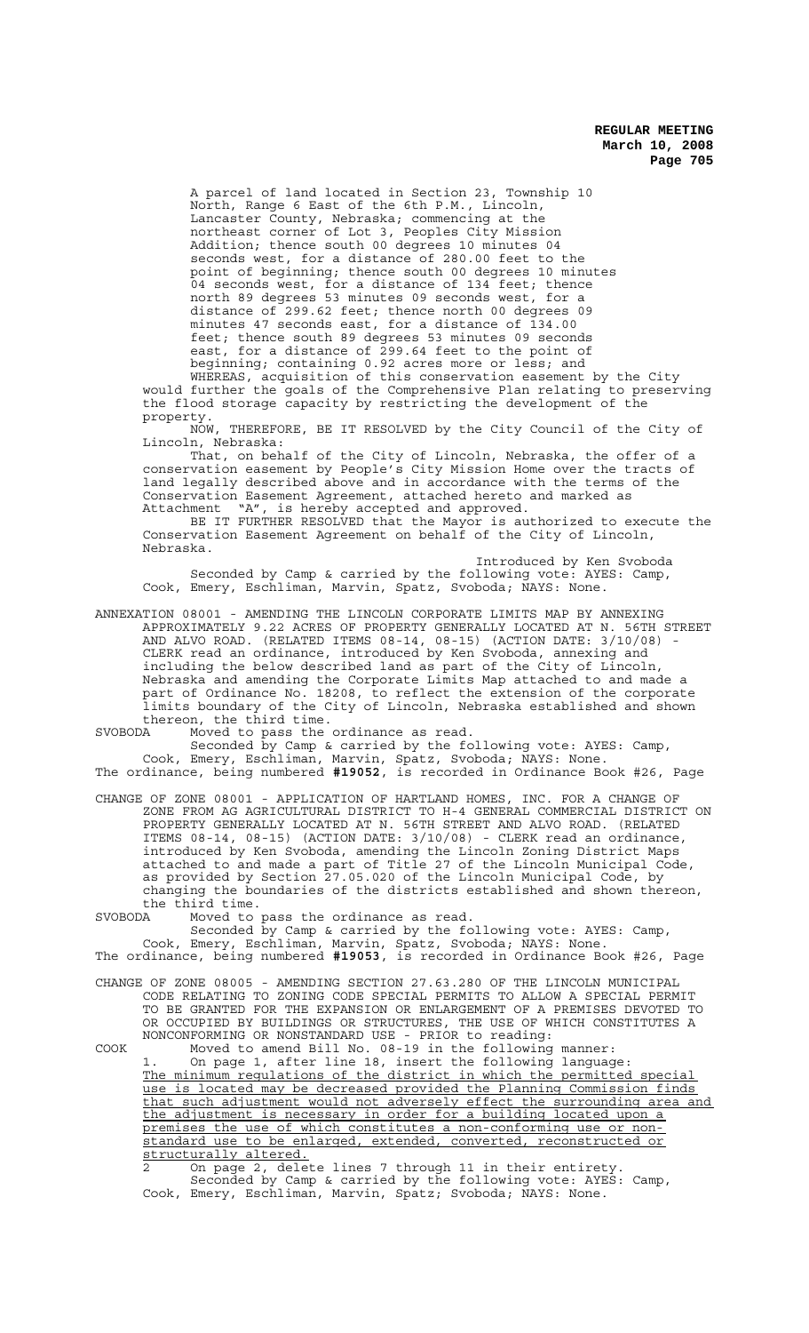A parcel of land located in Section 23, Township 10 North, Range 6 East of the 6th P.M., Lincoln, Lancaster County, Nebraska; commencing at the northeast corner of Lot 3, Peoples City Mission Addition; thence south 00 degrees 10 minutes 04 seconds west, for a distance of 280.00 feet to the point of beginning; thence south 00 degrees 10 minutes 04 seconds west, for a distance of 134 feet; thence north 89 degrees 53 minutes 09 seconds west, for a distance of 299.62 feet; thence north 00 degrees 09 minutes 47 seconds east, for a distance of 134.00 feet; thence south 89 degrees 53 minutes 09 seconds east, for a distance of 299.64 feet to the point of beginning; containing 0.92 acres more or less; and

WHEREAS, acquisition of this conservation easement by the City would further the goals of the Comprehensive Plan relating to preserving the flood storage capacity by restricting the development of the property.

NOW, THEREFORE, BE IT RESOLVED by the City Council of the City of Lincoln, Nebraska:

That, on behalf of the City of Lincoln, Nebraska, the offer of a conservation easement by People's City Mission Home over the tracts of land legally described above and in accordance with the terms of the Conservation Easement Agreement, attached hereto and marked as Attachment "A", is hereby accepted and approved.

BE IT FURTHER RESOLVED that the Mayor is authorized to execute the Conservation Easement Agreement on behalf of the City of Lincoln, Nebraska.

Introduced by Ken Svoboda

Seconded by Camp & carried by the following vote: AYES: Camp, Cook, Emery, Eschliman, Marvin, Spatz, Svoboda; NAYS: None.

ANNEXATION 08001 - AMENDING THE LINCOLN CORPORATE LIMITS MAP BY ANNEXING APPROXIMATELY 9.22 ACRES OF PROPERTY GENERALLY LOCATED AT N. 56TH STREET AND ALVO ROAD. (RELATED ITEMS 08-14, 08-15) (ACTION DATE: 3/10/08) - CLERK read an ordinance, introduced by Ken Svoboda, annexing and including the below described land as part of the City of Lincoln, Nebraska and amending the Corporate Limits Map attached to and made a part of Ordinance No. 18208, to reflect the extension of the corporate limits boundary of the City of Lincoln, Nebraska established and shown thereon, the third time.

SVOBODA Moved to pass the ordinance as read.

Seconded by Camp & carried by the following vote: AYES: Camp, Cook, Emery, Eschliman, Marvin, Spatz, Svoboda; NAYS: None.

The ordinance, being numbered **#19052**, is recorded in Ordinance Book #26, Page

CHANGE OF ZONE 08001 - APPLICATION OF HARTLAND HOMES, INC. FOR A CHANGE OF ZONE FROM AG AGRICULTURAL DISTRICT TO H-4 GENERAL COMMERCIAL DISTRICT ON PROPERTY GENERALLY LOCATED AT N. 56TH STREET AND ALVO ROAD. (RELATED ITEMS 08-14, 08-15) (ACTION DATE: 3/10/08) - CLERK read an ordinance, introduced by Ken Svoboda, amending the Lincoln Zoning District Maps attached to and made a part of Title 27 of the Lincoln Municipal Code, as provided by Section 27.05.020 of the Lincoln Municipal Code, by changing the boundaries of the districts established and shown thereon, the third time.

SVOBODA Moved to pass the ordinance as read.

Seconded by Camp & carried by the following vote: AYES: Camp, Cook, Emery, Eschliman, Marvin, Spatz, Svoboda; NAYS: None.

The ordinance, being numbered **#19053**, is recorded in Ordinance Book #26, Page

CHANGE OF ZONE 08005 - AMENDING SECTION 27.63.280 OF THE LINCOLN MUNICIPAL CODE RELATING TO ZONING CODE SPECIAL PERMITS TO ALLOW A SPECIAL PERMIT TO BE GRANTED FOR THE EXPANSION OR ENLARGEMENT OF A PREMISES DEVOTED TO OR OCCUPIED BY BUILDINGS OR STRUCTURES, THE USE OF WHICH CONSTITUTES A NONCONFORMING OR NONSTANDARD USE - PRIOR to reading:

COOK Moved to amend Bill No. 08-19 in the following manner:

1. On page 1, after line 18, insert the following language: <u>The minimum regulations of the district in which the permitted special use is located may be decreased provided the Planning Commission finds that such adjustment would not adversely effect the surrounding area and the adjustment is necessary in order for a building located upon a premises the use of which constitutes a non-conforming use or non-standard use to be enlarged, extended, converted, reconstructed or structurally altered.</u>

2. On page 2, delete lines 7 through 11 in their entirety.

Seconded by Camp & carried by the following vote: AYES: Camp, Cook, Emery, Eschliman, Marvin, Spatz; Svoboda; NAYS: None.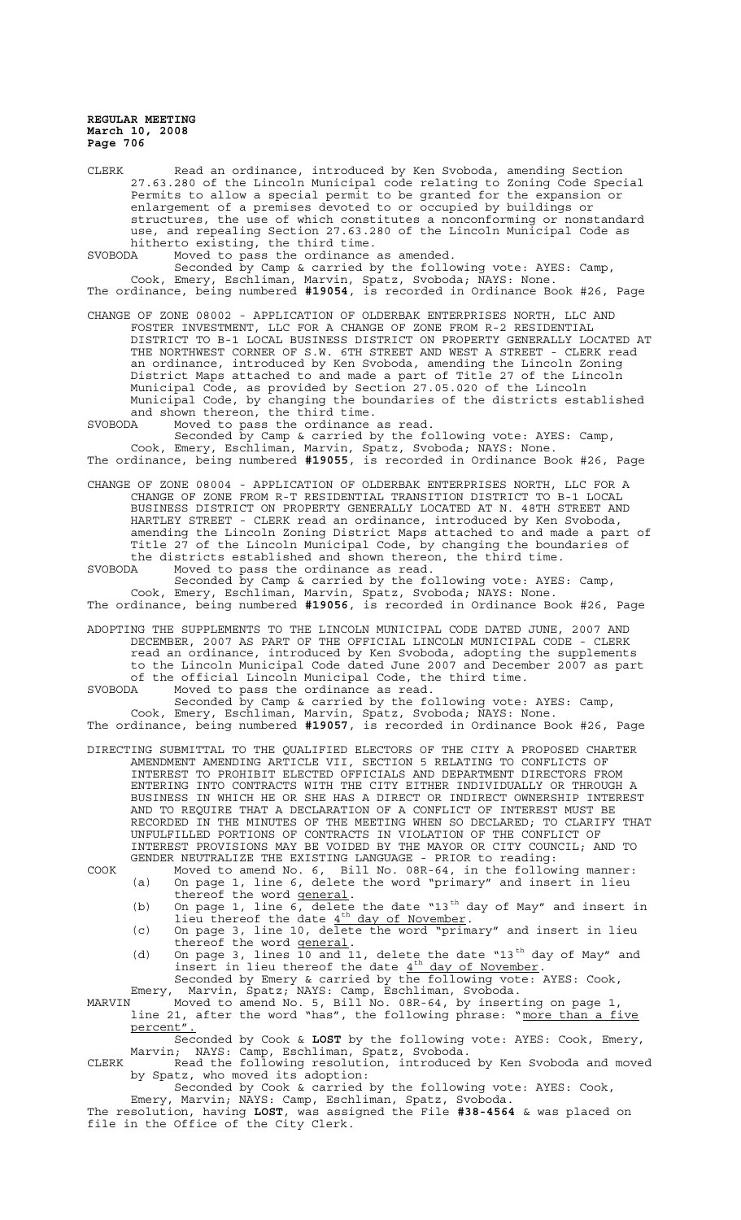CLERK Read an ordinance, introduced by Ken Svoboda, amending Section 27.63.280 of the Lincoln Municipal code relating to Zoning Code Special Permits to allow a special permit to be granted for the expansion or enlargement of a premises devoted to or occupied by buildings or structures, the use of which constitutes a nonconforming or nonstandard use, and repealing Section 27.63.280 of the Lincoln Municipal Code as hitherto existing, the third time.

SVOBODA Moved to pass the ordinance as amended.

Seconded by Camp & carried by the following vote: AYES: Camp, Cook, Emery, Eschliman, Marvin, Spatz, Svoboda; NAYS: None.

The ordinance, being numbered **#19054**, is recorded in Ordinance Book #26, Page

CHANGE OF ZONE 08002 - APPLICATION OF OLDERBAK ENTERPRISES NORTH, LLC AND FOSTER INVESTMENT, LLC FOR A CHANGE OF ZONE FROM R-2 RESIDENTIAL DISTRICT TO B-1 LOCAL BUSINESS DISTRICT ON PROPERTY GENERALLY LOCATED AT THE NORTHWEST CORNER OF S.W. 6TH STREET AND WEST A STREET - CLERK read an ordinance, introduced by Ken Svoboda, amending the Lincoln Zoning District Maps attached to and made a part of Title 27 of the Lincoln Municipal Code, as provided by Section 27.05.020 of the Lincoln Municipal Code, by changing the boundaries of the districts established and shown thereon, the third time.

SVOBODA Moved to pass the ordinance as read.

Seconded by Camp & carried by the following vote: AYES: Camp, Cook, Emery, Eschliman, Marvin, Spatz, Svoboda; NAYS: None.

The ordinance, being numbered **#19055**, is recorded in Ordinance Book #26, Page

CHANGE OF ZONE 08004 - APPLICATION OF OLDERBAK ENTERPRISES NORTH, LLC FOR A CHANGE OF ZONE FROM R-T RESIDENTIAL TRANSITION DISTRICT TO B-1 LOCAL BUSINESS DISTRICT ON PROPERTY GENERALLY LOCATED AT N. 48TH STREET AND HARTLEY STREET - CLERK read an ordinance, introduced by Ken Svoboda, amending the Lincoln Zoning District Maps attached to and made a part of Title 27 of the Lincoln Municipal Code, by changing the boundaries of the districts established and shown thereon, the third time.

SVOBODA Moved to pass the ordinance as read.

Seconded by Camp & carried by the following vote: AYES: Camp, Cook, Emery, Eschliman, Marvin, Spatz, Svoboda; NAYS: None.

The ordinance, being numbered **#19056**, is recorded in Ordinance Book #26, Page

ADOPTING THE SUPPLEMENTS TO THE LINCOLN MUNICIPAL CODE DATED JUNE, 2007 AND DECEMBER, 2007 AS PART OF THE OFFICIAL LINCOLN MUNICIPAL CODE - CLERK read an ordinance, introduced by Ken Svoboda, adopting the supplements to the Lincoln Municipal Code dated June 2007 and December 2007 as part of the official Lincoln Municipal Code, the third time.

SVOBODA Moved to pass the ordinance as read.

Seconded by Camp & carried by the following vote: AYES: Camp, Cook, Emery, Eschliman, Marvin, Spatz, Svoboda; NAYS: None.

The ordinance, being numbered **#19057**, is recorded in Ordinance Book #26, Page

DIRECTING SUBMITTAL TO THE QUALIFIED ELECTORS OF THE CITY A PROPOSED CHARTER AMENDMENT AMENDING ARTICLE VII, SECTION 5 RELATING TO CONFLICTS OF INTEREST TO PROHIBIT ELECTED OFFICIALS AND DEPARTMENT DIRECTORS FROM ENTERING INTO CONTRACTS WITH THE CITY EITHER INDIVIDUALLY OR THROUGH A BUSINESS IN WHICH HE OR SHE HAS A DIRECT OR INDIRECT OWNERSHIP INTEREST AND TO REQUIRE THAT A DECLARATION OF A CONFLICT OF INTEREST MUST BE RECORDED IN THE MINUTES OF THE MEETING WHEN SO DECLARED; TO CLARIFY THAT UNFULFILLED PORTIONS OF CONTRACTS IN VIOLATION OF THE CONFLICT OF INTEREST PROVISIONS MAY BE VOIDED BY THE MAYOR OR CITY COUNCIL; AND TO GENDER NEUTRALIZE THE EXISTING LANGUAGE - PRIOR to reading:

COOK Moved to amend No. 6, Bill No. 08R-64, in the following manner:

(a) On page 1, line 6, delete the word "primary" and insert in lieu thereof the word general.

(b) On page 1, line 6, delete the date "13th day of May" and insert in lieu thereof the date 4th day of November.

(c) On page 3, line 10, delete the word "primary" and insert in lieu thereof the word general.

(d) On page 3, lines 10 and 11, delete the date "13th day of May" and insert in lieu thereof the date 4th day of November.

Seconded by Emery & carried by the following vote: AYES: Cook, Emery, Marvin, Spatz; NAYS: Camp, Eschliman, Svoboda.

MARVIN Moved to amend No. 5, Bill No. 08R-64, by inserting on page 1, line 21, after the word "has", the following phrase: "more than a five percent".

Seconded by Cook & **LOST** by the following vote: AYES: Cook, Emery, Marvin; NAYS: Camp, Eschliman, Spatz, Svoboda.

CLERK Read the following resolution, introduced by Ken Svoboda and moved by Spatz, who moved its adoption:

Seconded by Cook & carried by the following vote: AYES: Cook, Emery, Marvin; NAYS: Camp, Eschliman, Spatz, Svoboda.

The resolution, having **LOST**, was assigned the File **#38-4564** & was placed on file in the Office of the City Clerk.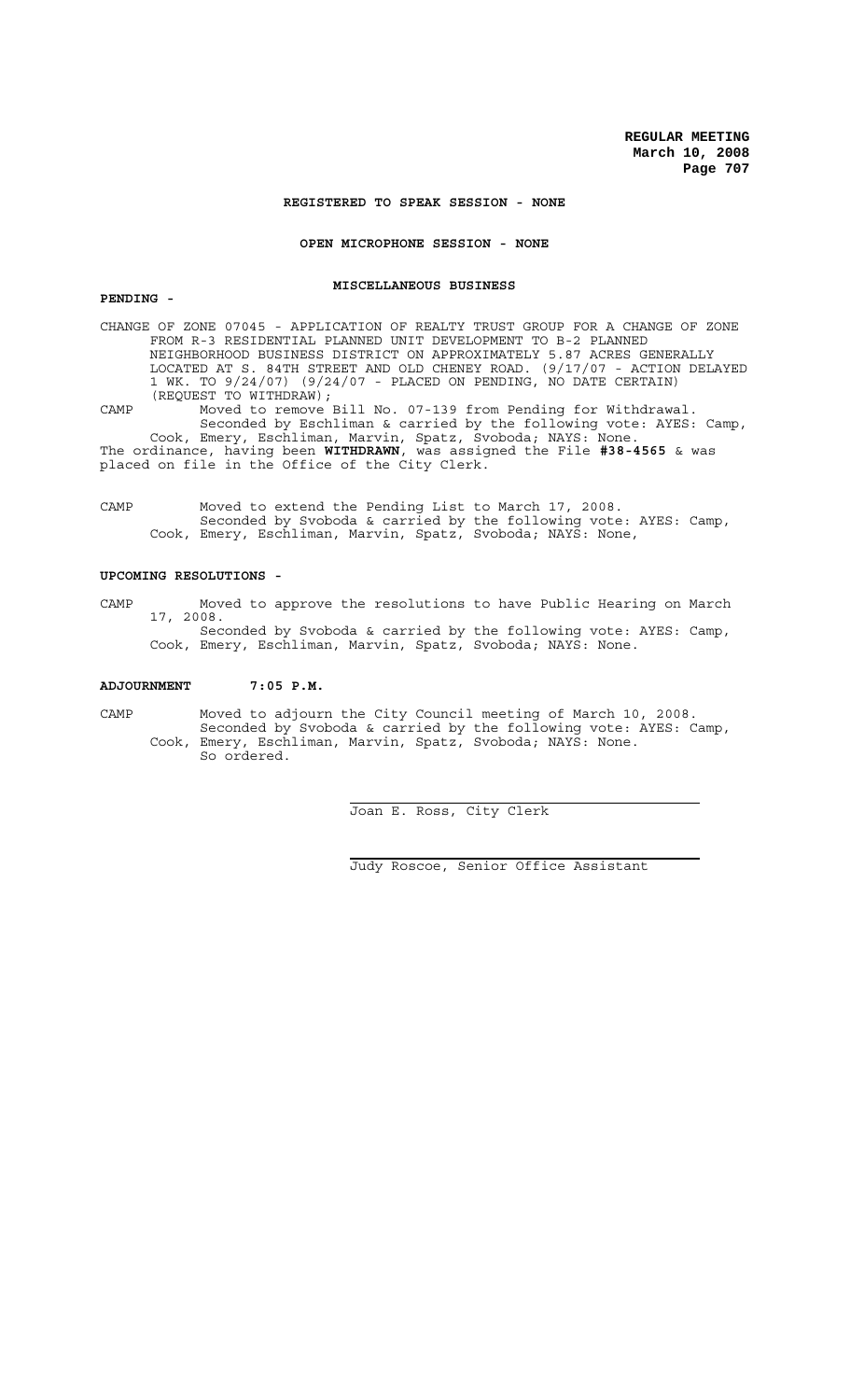**REGISTERED TO SPEAK SESSION - NONE**

**OPEN MICROPHONE SESSION - NONE**

**MISCELLANEOUS BUSINESS**

**PENDING -**

CHANGE OF ZONE 07045 - APPLICATION OF REALTY TRUST GROUP FOR A CHANGE OF ZONE FROM R-3 RESIDENTIAL PLANNED UNIT DEVELOPMENT TO B-2 PLANNED NEIGHBORHOOD BUSINESS DISTRICT ON APPROXIMATELY 5.87 ACRES GENERALLY LOCATED AT S. 84TH STREET AND OLD CHENEY ROAD. (9/17/07 - ACTION DELAYED 1 WK. TO 9/24/07) (9/24/07 - PLACED ON PENDING, NO DATE CERTAIN) (REQUEST TO WITHDRAW);

CAMP Moved to remove Bill No. 07-139 from Pending for Withdrawal.
Seconded by Eschliman & carried by the following vote: AYES: Camp, Cook, Emery, Eschliman, Marvin, Spatz, Svoboda; NAYS: None.

The ordinance, having been **WITHDRAWN**, was assigned the File **#38-4565** & was placed on file in the Office of the City Clerk.

CAMP Moved to extend the Pending List to March 17, 2008.
Seconded by Svoboda & carried by the following vote: AYES: Camp, Cook, Emery, Eschliman, Marvin, Spatz, Svoboda; NAYS: None,

**UPCOMING RESOLUTIONS -**

CAMP Moved to approve the resolutions to have Public Hearing on March 17, 2008.
Seconded by Svoboda & carried by the following vote: AYES: Camp, Cook, Emery, Eschliman, Marvin, Spatz, Svoboda; NAYS: None.

**ADJOURNMENT 7:05 P.M.**

CAMP Moved to adjourn the City Council meeting of March 10, 2008.
Seconded by Svoboda & carried by the following vote: AYES: Camp, Cook, Emery, Eschliman, Marvin, Spatz, Svoboda; NAYS: None.
So ordered.

Joan E. Ross, City Clerk

Judy Roscoe, Senior Office Assistant